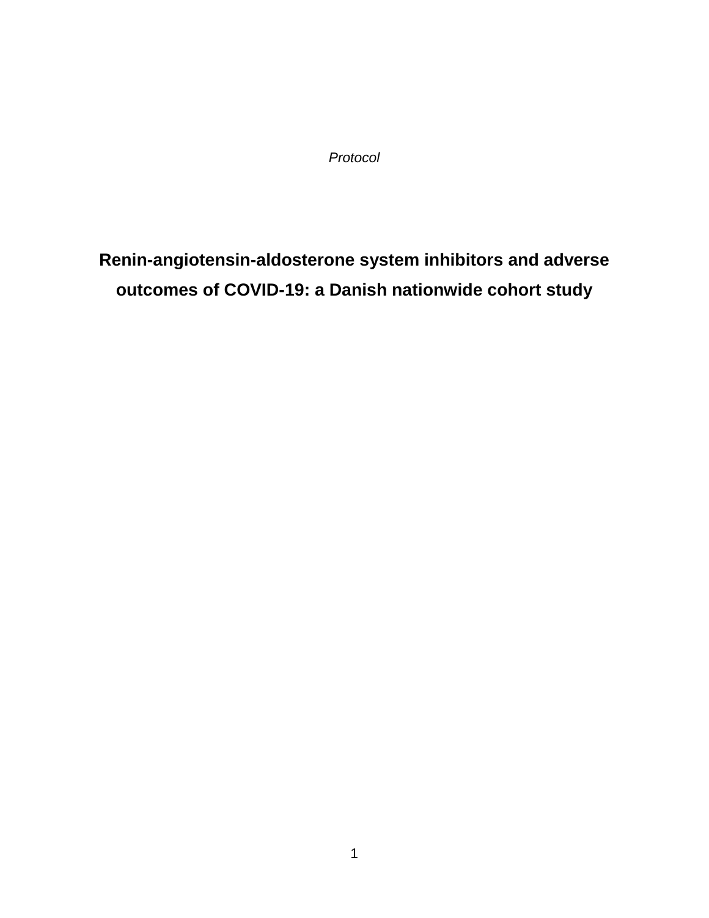*Protocol*

# Renin-angiotensin-aldosterone system inhibitors and adverse outcomes of COVID-19: a Danish nationwide cohort study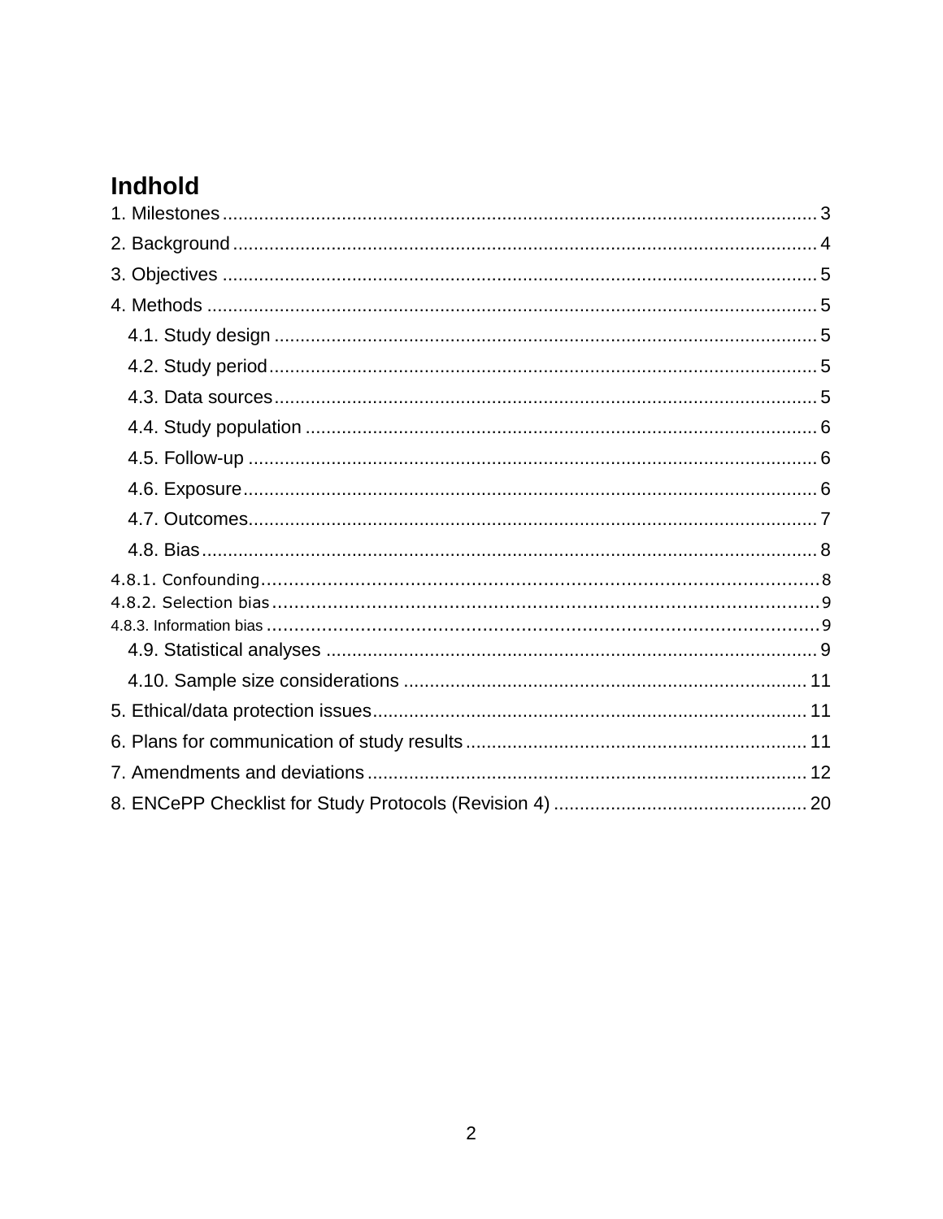# Indhold

1. Milestones ........................................................................................................ 3
2. Background ...................................................................................................... 4
3. Objectives ........................................................................................................ 5
4. Methods ........................................................................................................... 5
   4.1. Study design ............................................................................................... 5
   4.2. Study period ............................................................................................... 5
   4.3. Data sources ............................................................................................... 5
   4.4. Study population ......................................................................................... 6
   4.5. Follow-up .................................................................................................... 6
   4.6. Exposure ..................................................................................................... 6
   4.7. Outcomes .................................................................................................... 7
   4.8. Bias ............................................................................................................. 8
4.8.1. Confounding ................................................................................................. 8
4.8.2. Selection bias ............................................................................................... 9
4.8.3. Information bias ........................................................................................... 9
   4.9. Statistical analyses ..................................................................................... 9
   4.10. Sample size considerations ..................................................................... 11
5. Ethical/data protection issues ........................................................................ 11
6. Plans for communication of study results ..................................................... 11
7. Amendments and deviations ......................................................................... 12
8. ENCePP Checklist for Study Protocols (Revision 4) ..................................... 20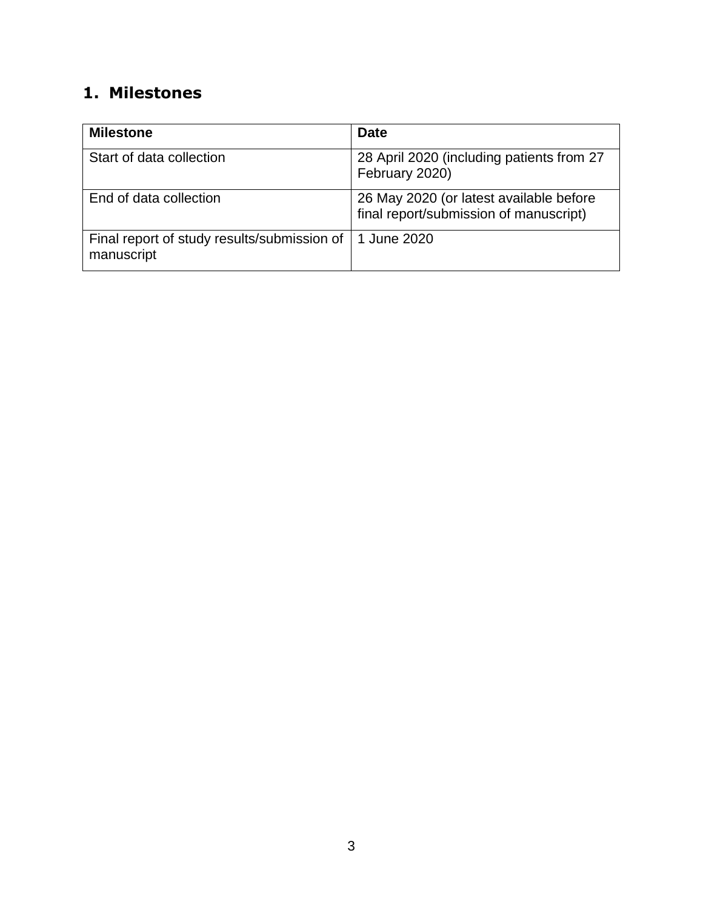# 1. Milestones

| Milestone | Date |
| --- | --- |
| Start of data collection | 28 April 2020 (including patients from 27 February 2020) |
| End of data collection | 26 May 2020 (or latest available before final report/submission of manuscript) |
| Final report of study results/submission of manuscript | 1 June 2020 |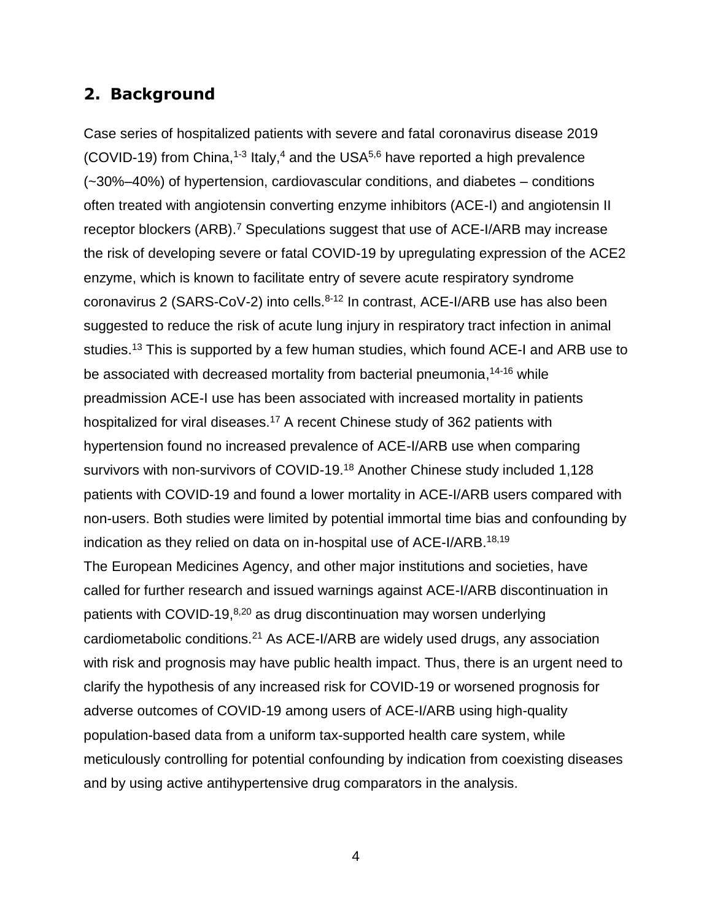## 2. Background

Case series of hospitalized patients with severe and fatal coronavirus disease 2019 (COVID-19) from China,[1-3] Italy,[4] and the USA[5,6] have reported a high prevalence (~30%–40%) of hypertension, cardiovascular conditions, and diabetes – conditions often treated with angiotensin converting enzyme inhibitors (ACE-I) and angiotensin II receptor blockers (ARB).[7] Speculations suggest that use of ACE-I/ARB may increase the risk of developing severe or fatal COVID-19 by upregulating expression of the ACE2 enzyme, which is known to facilitate entry of severe acute respiratory syndrome coronavirus 2 (SARS-CoV-2) into cells.[8-12] In contrast, ACE-I/ARB use has also been suggested to reduce the risk of acute lung injury in respiratory tract infection in animal studies.[13] This is supported by a few human studies, which found ACE-I and ARB use to be associated with decreased mortality from bacterial pneumonia,[14-16] while preadmission ACE-I use has been associated with increased mortality in patients hospitalized for viral diseases.[17] A recent Chinese study of 362 patients with hypertension found no increased prevalence of ACE-I/ARB use when comparing survivors with non-survivors of COVID-19.[18] Another Chinese study included 1,128 patients with COVID-19 and found a lower mortality in ACE-I/ARB users compared with non-users. Both studies were limited by potential immortal time bias and confounding by indication as they relied on data on in-hospital use of ACE-I/ARB.[18,19]

The European Medicines Agency, and other major institutions and societies, have called for further research and issued warnings against ACE-I/ARB discontinuation in patients with COVID-19,[8,20] as drug discontinuation may worsen underlying cardiometabolic conditions.[21] As ACE-I/ARB are widely used drugs, any association with risk and prognosis may have public health impact. Thus, there is an urgent need to clarify the hypothesis of any increased risk for COVID-19 or worsened prognosis for adverse outcomes of COVID-19 among users of ACE-I/ARB using high-quality population-based data from a uniform tax-supported health care system, while meticulously controlling for potential confounding by indication from coexisting diseases and by using active antihypertensive drug comparators in the analysis.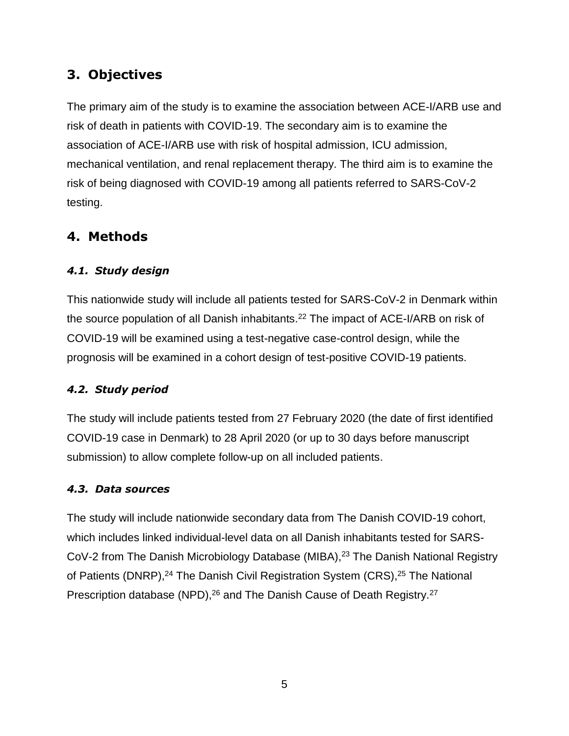## 3. Objectives

The primary aim of the study is to examine the association between ACE-I/ARB use and risk of death in patients with COVID-19. The secondary aim is to examine the association of ACE-I/ARB use with risk of hospital admission, ICU admission, mechanical ventilation, and renal replacement therapy. The third aim is to examine the risk of being diagnosed with COVID-19 among all patients referred to SARS-CoV-2 testing.

## 4. Methods

### *4.1. Study design*

This nationwide study will include all patients tested for SARS-CoV-2 in Denmark within the source population of all Danish inhabitants.[22] The impact of ACE-I/ARB on risk of COVID-19 will be examined using a test-negative case-control design, while the prognosis will be examined in a cohort design of test-positive COVID-19 patients.

### *4.2. Study period*

The study will include patients tested from 27 February 2020 (the date of first identified COVID-19 case in Denmark) to 28 April 2020 (or up to 30 days before manuscript submission) to allow complete follow-up on all included patients.

### *4.3. Data sources*

The study will include nationwide secondary data from The Danish COVID-19 cohort, which includes linked individual-level data on all Danish inhabitants tested for SARS-CoV-2 from The Danish Microbiology Database (MIBA),[23] The Danish National Registry of Patients (DNRP),[24] The Danish Civil Registration System (CRS),[25] The National Prescription database (NPD),[26] and The Danish Cause of Death Registry.[27]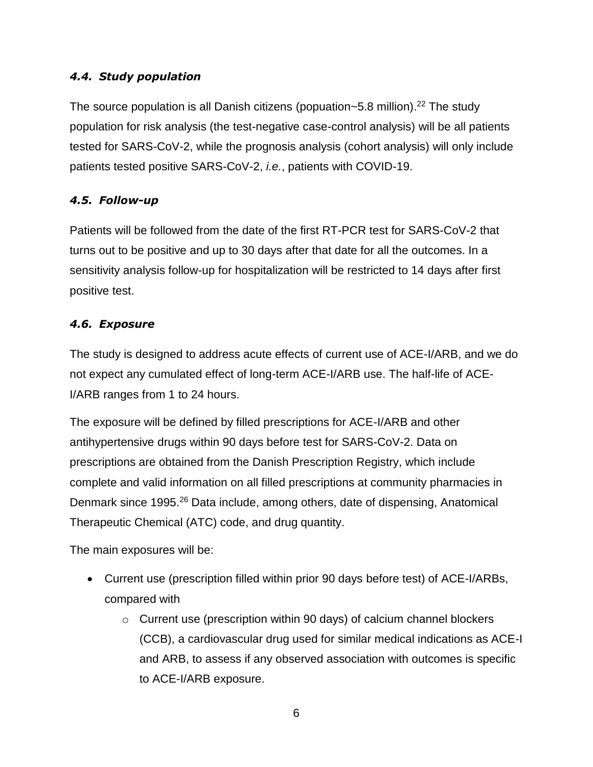### *4.4. Study population*

The source population is all Danish citizens (popuation~5.8 million).[22] The study population for risk analysis (the test-negative case-control analysis) will be all patients tested for SARS-CoV-2, while the prognosis analysis (cohort analysis) will only include patients tested positive SARS-CoV-2, *i.e.*, patients with COVID-19.

### *4.5. Follow-up*

Patients will be followed from the date of the first RT-PCR test for SARS-CoV-2 that turns out to be positive and up to 30 days after that date for all the outcomes. In a sensitivity analysis follow-up for hospitalization will be restricted to 14 days after first positive test.

### *4.6. Exposure*

The study is designed to address acute effects of current use of ACE-I/ARB, and we do not expect any cumulated effect of long-term ACE-I/ARB use. The half-life of ACE-I/ARB ranges from 1 to 24 hours.

The exposure will be defined by filled prescriptions for ACE-I/ARB and other antihypertensive drugs within 90 days before test for SARS-CoV-2. Data on prescriptions are obtained from the Danish Prescription Registry, which include complete and valid information on all filled prescriptions at community pharmacies in Denmark since 1995.[26] Data include, among others, date of dispensing, Anatomical Therapeutic Chemical (ATC) code, and drug quantity.

The main exposures will be:

- Current use (prescription filled within prior 90 days before test) of ACE-I/ARBs, compared with
  - Current use (prescription within 90 days) of calcium channel blockers (CCB), a cardiovascular drug used for similar medical indications as ACE-I and ARB, to assess if any observed association with outcomes is specific to ACE-I/ARB exposure.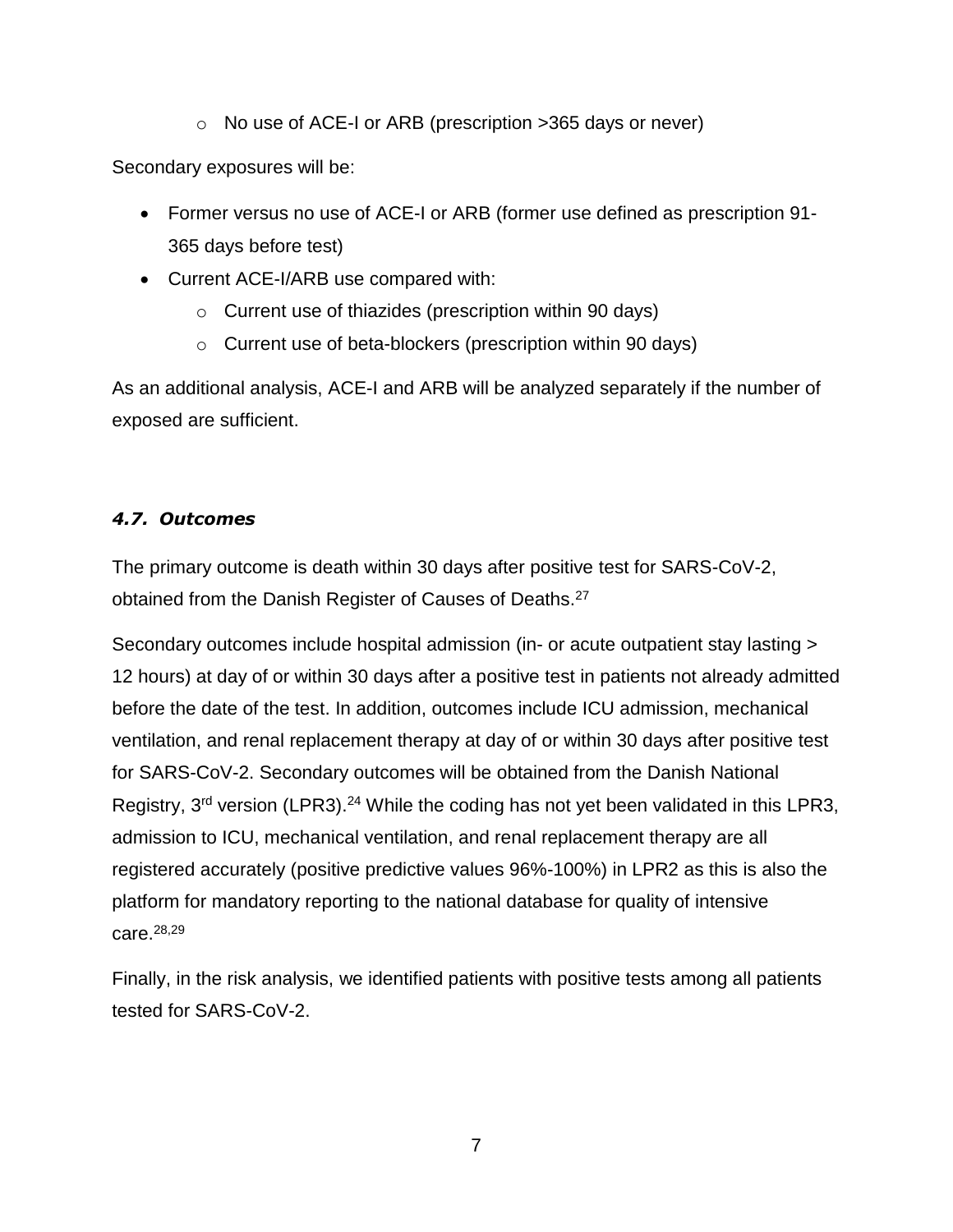- No use of ACE-I or ARB (prescription >365 days or never)

Secondary exposures will be:

- Former versus no use of ACE-I or ARB (former use defined as prescription 91-365 days before test)
- Current ACE-I/ARB use compared with:
  - Current use of thiazides (prescription within 90 days)
  - Current use of beta-blockers (prescription within 90 days)

As an additional analysis, ACE-I and ARB will be analyzed separately if the number of exposed are sufficient.

### *4.7. Outcomes*

The primary outcome is death within 30 days after positive test for SARS-CoV-2, obtained from the Danish Register of Causes of Deaths.[27]

Secondary outcomes include hospital admission (in- or acute outpatient stay lasting > 12 hours) at day of or within 30 days after a positive test in patients not already admitted before the date of the test. In addition, outcomes include ICU admission, mechanical ventilation, and renal replacement therapy at day of or within 30 days after positive test for SARS-CoV-2. Secondary outcomes will be obtained from the Danish National Registry, 3rd version (LPR3).[24] While the coding has not yet been validated in this LPR3, admission to ICU, mechanical ventilation, and renal replacement therapy are all registered accurately (positive predictive values 96%-100%) in LPR2 as this is also the platform for mandatory reporting to the national database for quality of intensive care.[28,29]

Finally, in the risk analysis, we identified patients with positive tests among all patients tested for SARS-CoV-2.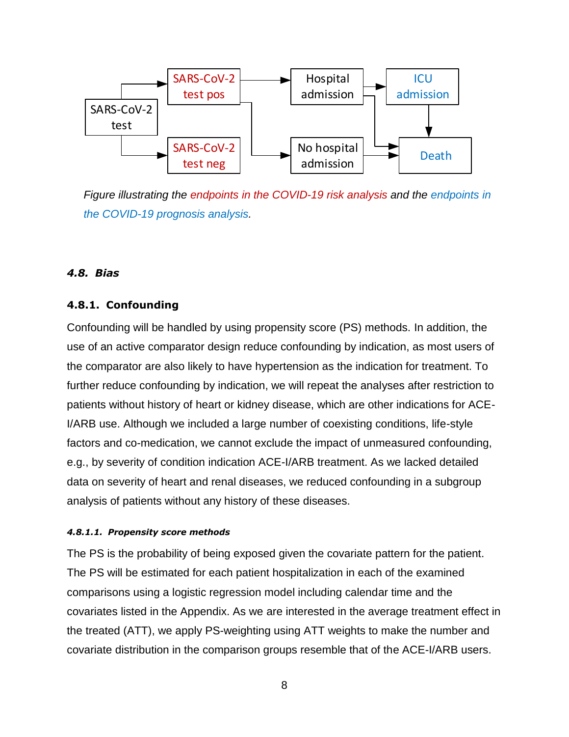Figure illustrating the endpoints in the COVID-19 risk analysis and the endpoints in the COVID-19 prognosis analysis.

### 4.8. Bias

#### 4.8.1. Confounding

Confounding will be handled by using propensity score (PS) methods. In addition, the use of an active comparator design reduce confounding by indication, as most users of the comparator are also likely to have hypertension as the indication for treatment. To further reduce confounding by indication, we will repeat the analyses after restriction to patients without history of heart or kidney disease, which are other indications for ACE-I/ARB use. Although we included a large number of coexisting conditions, life-style factors and co-medication, we cannot exclude the impact of unmeasured confounding, e.g., by severity of condition indication ACE-I/ARB treatment. As we lacked detailed data on severity of heart and renal diseases, we reduced confounding in a subgroup analysis of patients without any history of these diseases.

##### 4.8.1.1. Propensity score methods

The PS is the probability of being exposed given the covariate pattern for the patient. The PS will be estimated for each patient hospitalization in each of the examined comparisons using a logistic regression model including calendar time and the covariates listed in the Appendix. As we are interested in the average treatment effect in the treated (ATT), we apply PS-weighting using ATT weights to make the number and covariate distribution in the comparison groups resemble that of the ACE-I/ARB users.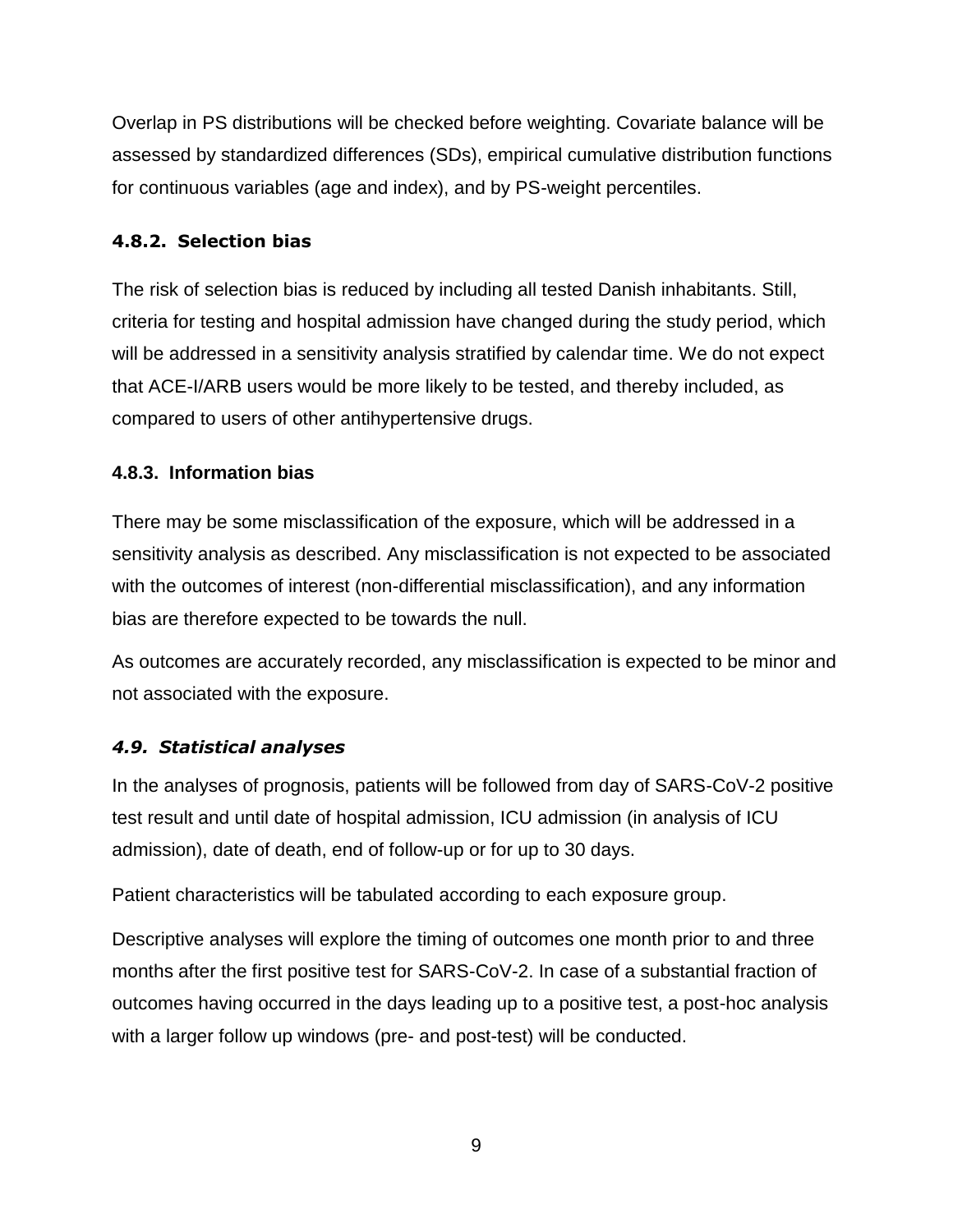Overlap in PS distributions will be checked before weighting. Covariate balance will be assessed by standardized differences (SDs), empirical cumulative distribution functions for continuous variables (age and index), and by PS-weight percentiles.

#### 4.8.2. Selection bias

The risk of selection bias is reduced by including all tested Danish inhabitants. Still, criteria for testing and hospital admission have changed during the study period, which will be addressed in a sensitivity analysis stratified by calendar time. We do not expect that ACE-I/ARB users would be more likely to be tested, and thereby included, as compared to users of other antihypertensive drugs.

#### 4.8.3. Information bias

There may be some misclassification of the exposure, which will be addressed in a sensitivity analysis as described. Any misclassification is not expected to be associated with the outcomes of interest (non-differential misclassification), and any information bias are therefore expected to be towards the null.

As outcomes are accurately recorded, any misclassification is expected to be minor and not associated with the exposure.

### *4.9. Statistical analyses*

In the analyses of prognosis, patients will be followed from day of SARS-CoV-2 positive test result and until date of hospital admission, ICU admission (in analysis of ICU admission), date of death, end of follow-up or for up to 30 days.

Patient characteristics will be tabulated according to each exposure group.

Descriptive analyses will explore the timing of outcomes one month prior to and three months after the first positive test for SARS-CoV-2. In case of a substantial fraction of outcomes having occurred in the days leading up to a positive test, a post-hoc analysis with a larger follow up windows (pre- and post-test) will be conducted.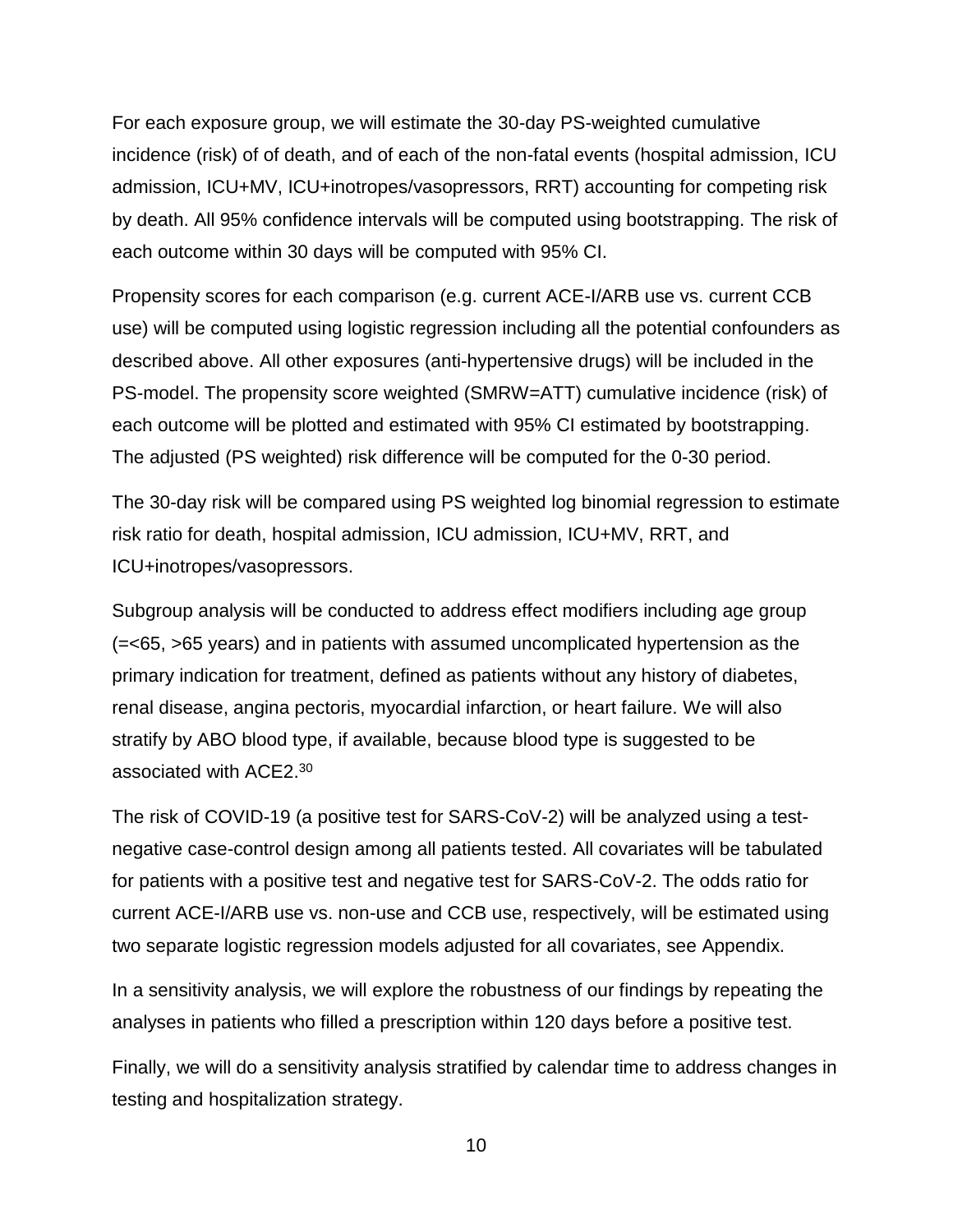For each exposure group, we will estimate the 30-day PS-weighted cumulative incidence (risk) of of death, and of each of the non-fatal events (hospital admission, ICU admission, ICU+MV, ICU+inotropes/vasopressors, RRT) accounting for competing risk by death. All 95% confidence intervals will be computed using bootstrapping. The risk of each outcome within 30 days will be computed with 95% CI.

Propensity scores for each comparison (e.g. current ACE-I/ARB use vs. current CCB use) will be computed using logistic regression including all the potential confounders as described above. All other exposures (anti-hypertensive drugs) will be included in the PS-model. The propensity score weighted (SMRW=ATT) cumulative incidence (risk) of each outcome will be plotted and estimated with 95% CI estimated by bootstrapping. The adjusted (PS weighted) risk difference will be computed for the 0-30 period.

The 30-day risk will be compared using PS weighted log binomial regression to estimate risk ratio for death, hospital admission, ICU admission, ICU+MV, RRT, and ICU+inotropes/vasopressors.

Subgroup analysis will be conducted to address effect modifiers including age group (=<65, >65 years) and in patients with assumed uncomplicated hypertension as the primary indication for treatment, defined as patients without any history of diabetes, renal disease, angina pectoris, myocardial infarction, or heart failure. We will also stratify by ABO blood type, if available, because blood type is suggested to be associated with ACE2.[30]

The risk of COVID-19 (a positive test for SARS-CoV-2) will be analyzed using a test-negative case-control design among all patients tested. All covariates will be tabulated for patients with a positive test and negative test for SARS-CoV-2. The odds ratio for current ACE-I/ARB use vs. non-use and CCB use, respectively, will be estimated using two separate logistic regression models adjusted for all covariates, see Appendix.

In a sensitivity analysis, we will explore the robustness of our findings by repeating the analyses in patients who filled a prescription within 120 days before a positive test.

Finally, we will do a sensitivity analysis stratified by calendar time to address changes in testing and hospitalization strategy.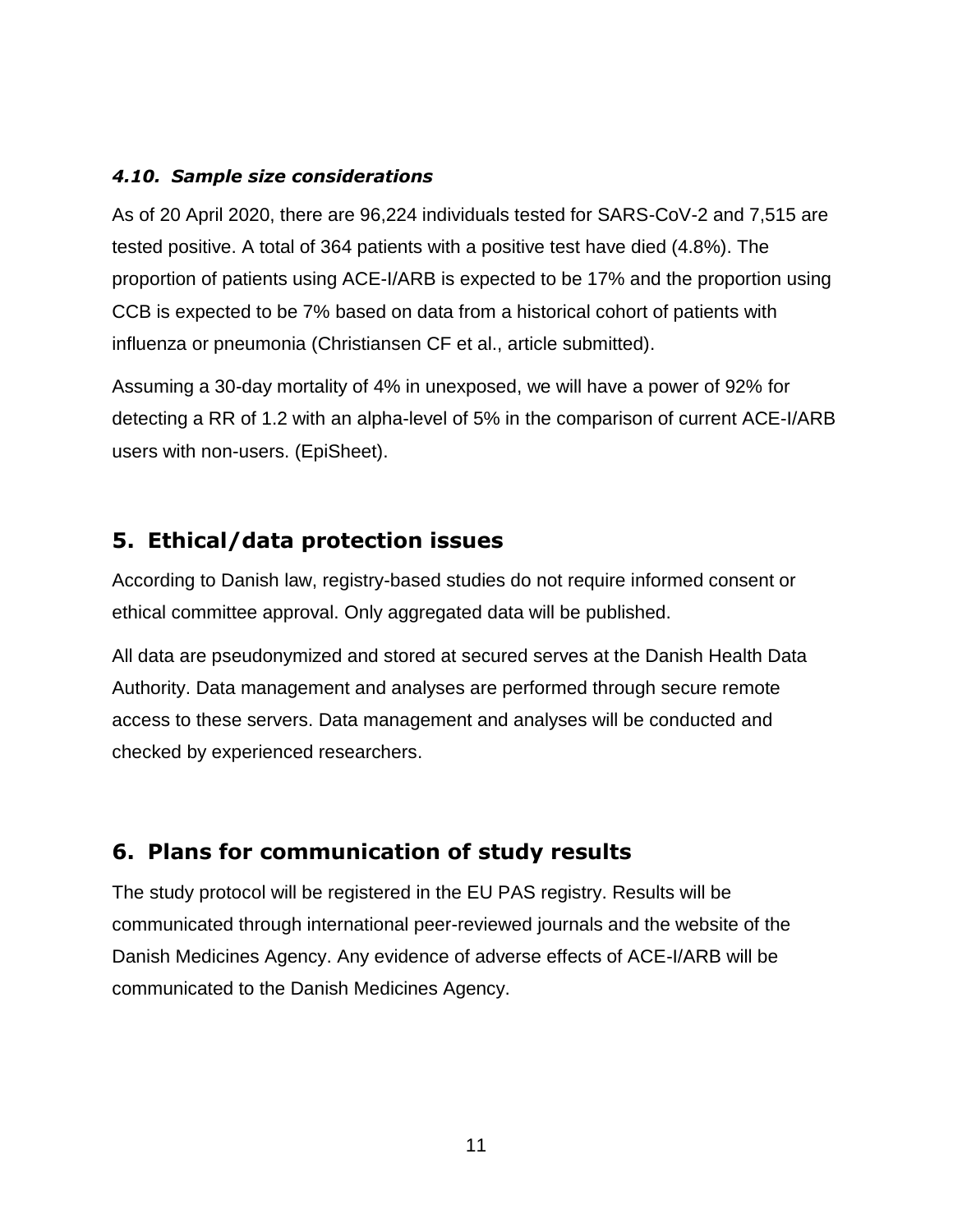### *4.10. Sample size considerations*

As of 20 April 2020, there are 96,224 individuals tested for SARS-CoV-2 and 7,515 are tested positive. A total of 364 patients with a positive test have died (4.8%). The proportion of patients using ACE-I/ARB is expected to be 17% and the proportion using CCB is expected to be 7% based on data from a historical cohort of patients with influenza or pneumonia (Christiansen CF et al., article submitted).

Assuming a 30-day mortality of 4% in unexposed, we will have a power of 92% for detecting a RR of 1.2 with an alpha-level of 5% in the comparison of current ACE-I/ARB users with non-users. (EpiSheet).

## 5. Ethical/data protection issues

According to Danish law, registry-based studies do not require informed consent or ethical committee approval. Only aggregated data will be published.

All data are pseudonymized and stored at secured serves at the Danish Health Data Authority. Data management and analyses are performed through secure remote access to these servers. Data management and analyses will be conducted and checked by experienced researchers.

## 6. Plans for communication of study results

The study protocol will be registered in the EU PAS registry. Results will be communicated through international peer-reviewed journals and the website of the Danish Medicines Agency. Any evidence of adverse effects of ACE-I/ARB will be communicated to the Danish Medicines Agency.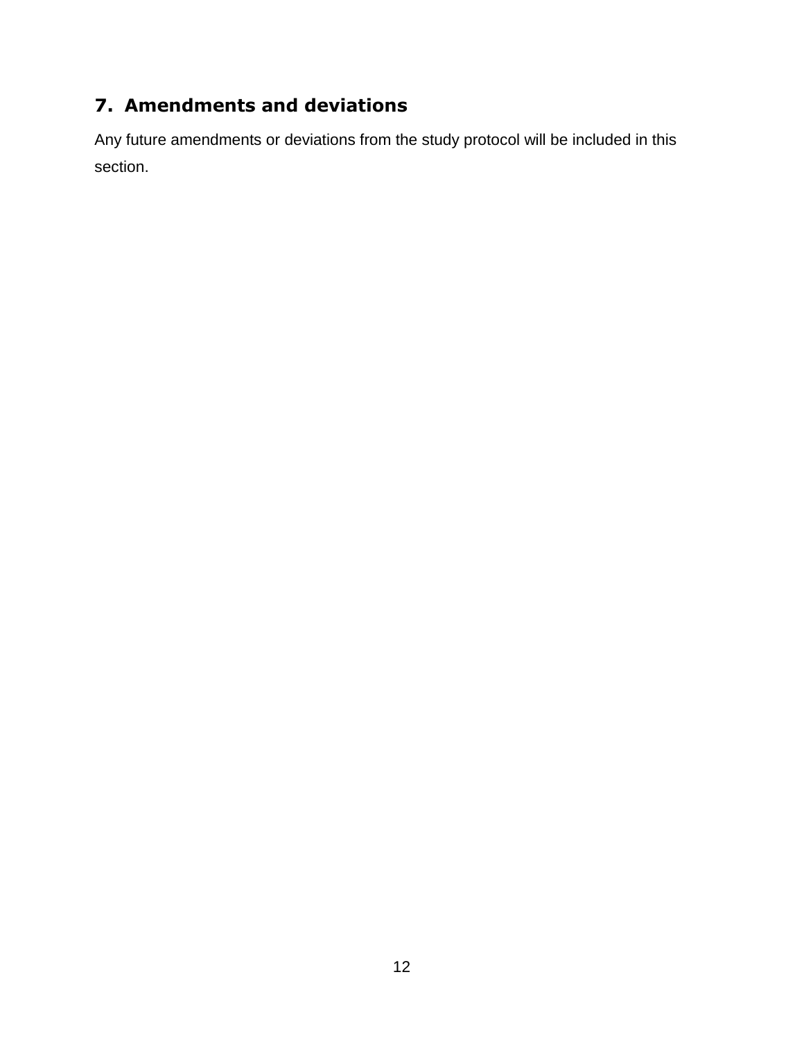## 7. Amendments and deviations

Any future amendments or deviations from the study protocol will be included in this section.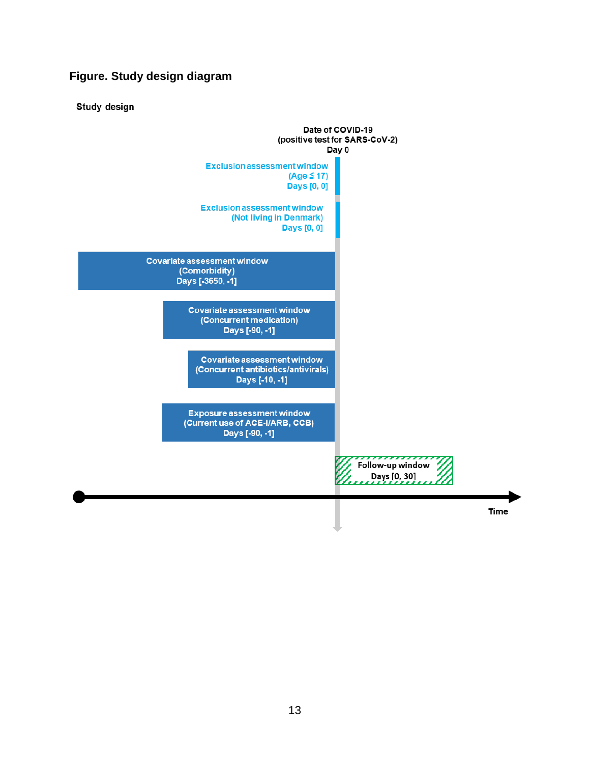## Figure. Study design diagram

**Study design**

Date of COVID-19
(positive test for SARS-CoV-2)
Day 0

Exclusion assessment window
(Age ≤ 17)
Days [0, 0]

Exclusion assessment window
(Not living in Denmark)
Days [0, 0]

Covariate assessment window
(Comorbidity)
Days [-3650, -1]

Covariate assessment window
(Concurrent medication)
Days [-90, -1]

Covariate assessment window
(Concurrent antibiotics/antivirals)
Days [-10, -1]

Exposure assessment window
(Current use of ACE-I/ARB, CCB)
Days [-90, -1]

Follow-up window
Days [0, 30]

Time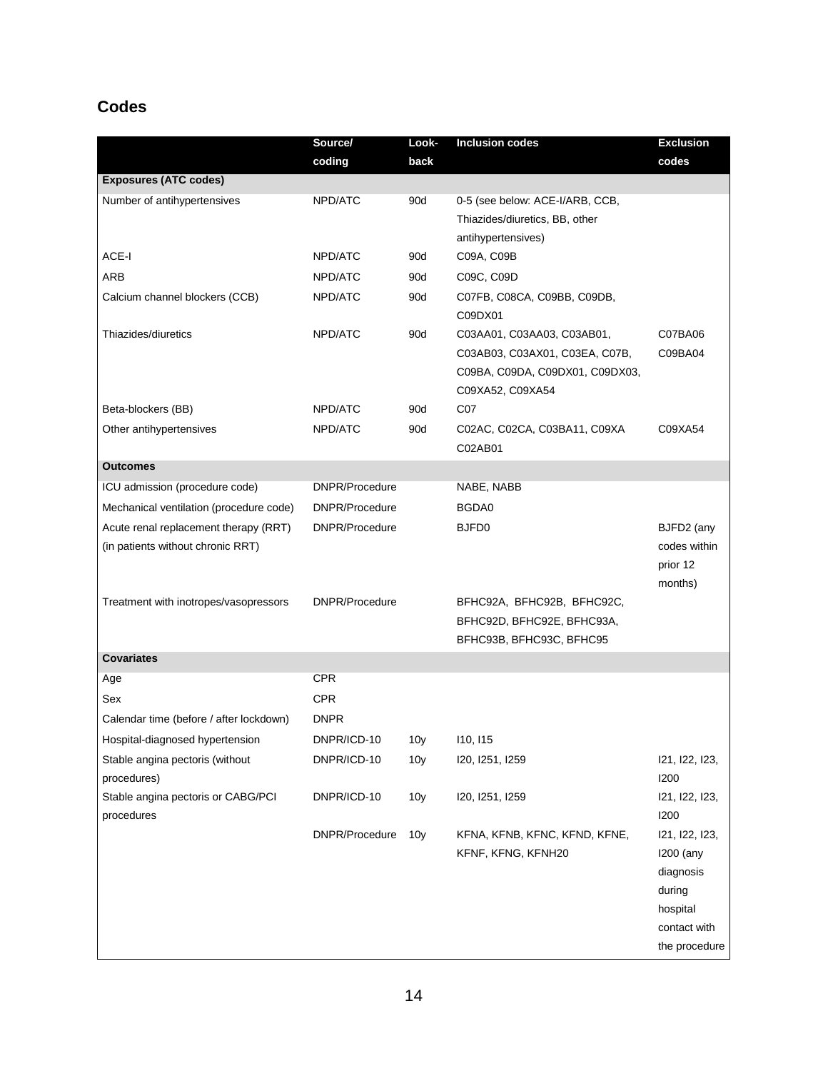## Codes

| | Source/ coding | Look-back | Inclusion codes | Exclusion codes |
|---|---|---|---|---|
| **Exposures (ATC codes)** | | | | |
| Number of antihypertensives | NPD/ATC | 90d | 0-5 (see below: ACE-I/ARB, CCB, Thiazides/diuretics, BB, other antihypertensives) | |
| ACE-I | NPD/ATC | 90d | C09A, C09B | |
| ARB | NPD/ATC | 90d | C09C, C09D | |
| Calcium channel blockers (CCB) | NPD/ATC | 90d | C07FB, C08CA, C09BB, C09DB, C09DX01 | |
| Thiazides/diuretics | NPD/ATC | 90d | C03AA01, C03AA03, C03AB01, C03AB03, C03AX01, C03EA, C07B, C09BA, C09DA, C09DX01, C09DX03, C09XA52, C09XA54 | C07BA06 C09BA04 |
| Beta-blockers (BB) | NPD/ATC | 90d | C07 | |
| Other antihypertensives | NPD/ATC | 90d | C02AC, C02CA, C03BA11, C09XA C02AB01 | C09XA54 |
| **Outcomes** | | | | |
| ICU admission (procedure code) | DNPR/Procedure | | NABE, NABB | |
| Mechanical ventilation (procedure code) | DNPR/Procedure | | BGDA0 | |
| Acute renal replacement therapy (RRT) (in patients without chronic RRT) | DNPR/Procedure | | BJFD0 | BJFD2 (any codes within prior 12 months) |
| Treatment with inotropes/vasopressors | DNPR/Procedure | | BFHC92A, BFHC92B, BFHC92C, BFHC92D, BFHC92E, BFHC93A, BFHC93B, BFHC93C, BFHC95 | |
| **Covariates** | | | | |
| Age | CPR | | | |
| Sex | CPR | | | |
| Calendar time (before / after lockdown) | DNPR | | | |
| Hospital-diagnosed hypertension | DNPR/ICD-10 | 10y | I10, I15 | |
| Stable angina pectoris (without procedures) | DNPR/ICD-10 | 10y | I20, I251, I259 | I21, I22, I23, I200 |
| Stable angina pectoris or CABG/PCI procedures | DNPR/ICD-10 | 10y | I20, I251, I259 | I21, I22, I23, I200 |
| | DNPR/Procedure | 10y | KFNA, KFNB, KFNC, KFND, KFNE, KFNF, KFNG, KFNH20 | I21, I22, I23, I200 (any diagnosis during hospital contact with the procedure |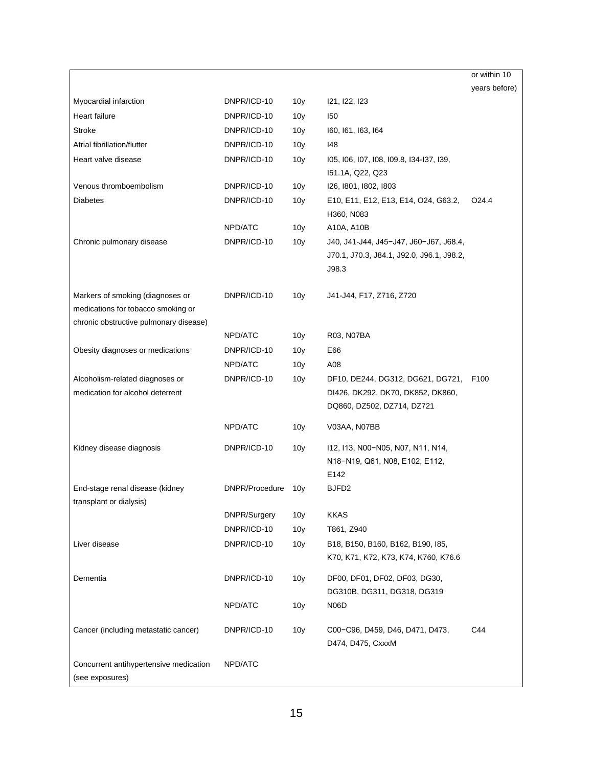| | | | | or within 10 years before) |
|---|---|---|---|---|
| Myocardial infarction | DNPR/ICD-10 | 10y | I21, I22, I23 | |
| Heart failure | DNPR/ICD-10 | 10y | I50 | |
| Stroke | DNPR/ICD-10 | 10y | I60, I61, I63, I64 | |
| Atrial fibrillation/flutter | DNPR/ICD-10 | 10y | I48 | |
| Heart valve disease | DNPR/ICD-10 | 10y | I05, I06, I07, I08, I09.8, I34-I37, I39, I51.1A, Q22, Q23 | |
| Venous thromboembolism | DNPR/ICD-10 | 10y | I26, I801, I802, I803 | |
| Diabetes | DNPR/ICD-10 | 10y | E10, E11, E12, E13, E14, O24, G63.2, H360, N083 | O24.4 |
| | NPD/ATC | 10y | A10A, A10B | |
| Chronic pulmonary disease | DNPR/ICD-10 | 10y | J40, J41-J44, J45−J47, J60−J67, J68.4, J70.1, J70.3, J84.1, J92.0, J96.1, J98.2, J98.3 | |
| Markers of smoking (diagnoses or medications for tobacco smoking or chronic obstructive pulmonary disease) | DNPR/ICD-10 | 10y | J41-J44, F17, Z716, Z720 | |
| | NPD/ATC | 10y | R03, N07BA | |
| Obesity diagnoses or medications | DNPR/ICD-10 | 10y | E66 | |
| | NPD/ATC | 10y | A08 | |
| Alcoholism-related diagnoses or medication for alcohol deterrent | DNPR/ICD-10 | 10y | DF10, DE244, DG312, DG621, DG721, DI426, DK292, DK70, DK852, DK860, DQ860, DZ502, DZ714, DZ721 | F100 |
| | NPD/ATC | 10y | V03AA, N07BB | |
| Kidney disease diagnosis | DNPR/ICD-10 | 10y | I12, I13, N00−N05, N07, N11, N14, N18−N19, Q61, N08, E102, E112, E142 | |
| End-stage renal disease (kidney transplant or dialysis) | DNPR/Procedure | 10y | BJFD2 | |
| | DNPR/Surgery | 10y | KKAS | |
| | DNPR/ICD-10 | 10y | T861, Z940 | |
| Liver disease | DNPR/ICD-10 | 10y | B18, B150, B160, B162, B190, I85, K70, K71, K72, K73, K74, K760, K76.6 | |
| Dementia | DNPR/ICD-10 | 10y | DF00, DF01, DF02, DF03, DG30, DG310B, DG311, DG318, DG319 | |
| | NPD/ATC | 10y | N06D | |
| Cancer (including metastatic cancer) | DNPR/ICD-10 | 10y | C00−C96, D459, D46, D471, D473, D474, D475, CxxxM | C44 |
| Concurrent antihypertensive medication (see exposures) | NPD/ATC | | | |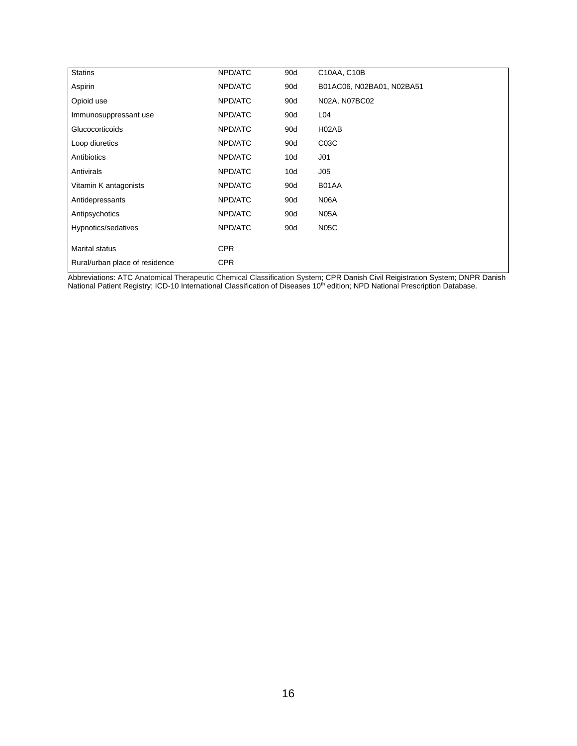| | | | |
|---|---|---|---|
| Statins | NPD/ATC | 90d | C10AA, C10B |
| Aspirin | NPD/ATC | 90d | B01AC06, N02BA01, N02BA51 |
| Opioid use | NPD/ATC | 90d | N02A, N07BC02 |
| Immunosuppressant use | NPD/ATC | 90d | L04 |
| Glucocorticoids | NPD/ATC | 90d | H02AB |
| Loop diuretics | NPD/ATC | 90d | C03C |
| Antibiotics | NPD/ATC | 10d | J01 |
| Antivirals | NPD/ATC | 10d | J05 |
| Vitamin K antagonists | NPD/ATC | 90d | B01AA |
| Antidepressants | NPD/ATC | 90d | N06A |
| Antipsychotics | NPD/ATC | 90d | N05A |
| Hypnotics/sedatives | NPD/ATC | 90d | N05C |
| Marital status | CPR | | |
| Rural/urban place of residence | CPR | | |

Abbreviations: ATC Anatomical Therapeutic Chemical Classification System; CPR Danish Civil Reigistration System; DNPR Danish National Patient Registry; ICD-10 International Classification of Diseases 10th edition; NPD National Prescription Database.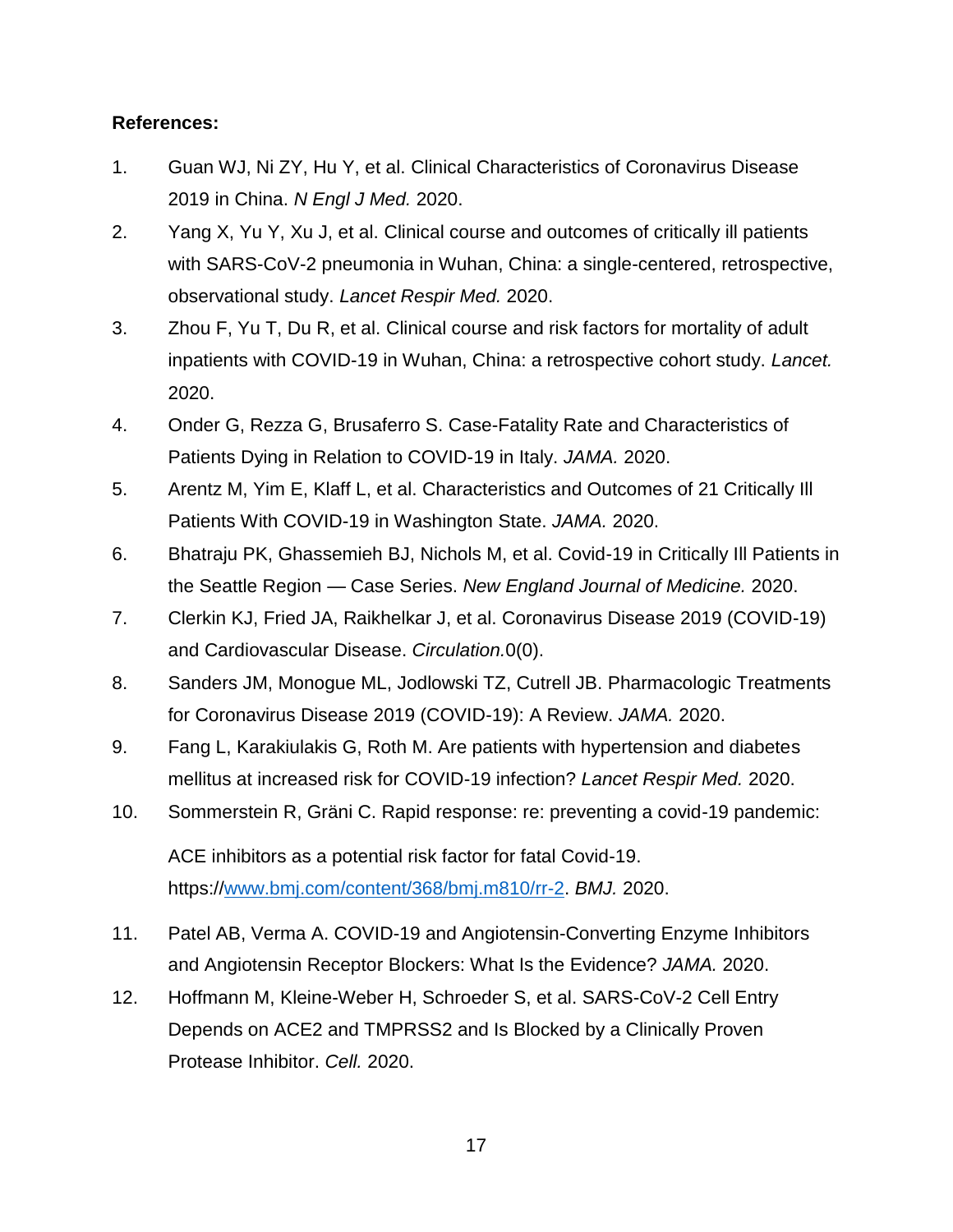**References:**

1. Guan WJ, Ni ZY, Hu Y, et al. Clinical Characteristics of Coronavirus Disease 2019 in China. *N Engl J Med.* 2020.
2. Yang X, Yu Y, Xu J, et al. Clinical course and outcomes of critically ill patients with SARS-CoV-2 pneumonia in Wuhan, China: a single-centered, retrospective, observational study. *Lancet Respir Med.* 2020.
3. Zhou F, Yu T, Du R, et al. Clinical course and risk factors for mortality of adult inpatients with COVID-19 in Wuhan, China: a retrospective cohort study. *Lancet.* 2020.
4. Onder G, Rezza G, Brusaferro S. Case-Fatality Rate and Characteristics of Patients Dying in Relation to COVID-19 in Italy. *JAMA.* 2020.
5. Arentz M, Yim E, Klaff L, et al. Characteristics and Outcomes of 21 Critically Ill Patients With COVID-19 in Washington State. *JAMA.* 2020.
6. Bhatraju PK, Ghassemieh BJ, Nichols M, et al. Covid-19 in Critically Ill Patients in the Seattle Region — Case Series. *New England Journal of Medicine.* 2020.
7. Clerkin KJ, Fried JA, Raikhelkar J, et al. Coronavirus Disease 2019 (COVID-19) and Cardiovascular Disease. *Circulation.*0(0).
8. Sanders JM, Monogue ML, Jodlowski TZ, Cutrell JB. Pharmacologic Treatments for Coronavirus Disease 2019 (COVID-19): A Review. *JAMA.* 2020.
9. Fang L, Karakiulakis G, Roth M. Are patients with hypertension and diabetes mellitus at increased risk for COVID-19 infection? *Lancet Respir Med.* 2020.
10. Sommerstein R, Gräni C. Rapid response: re: preventing a covid-19 pandemic: ACE inhibitors as a potential risk factor for fatal Covid-19. https://www.bmj.com/content/368/bmj.m810/rr-2. *BMJ.* 2020.
11. Patel AB, Verma A. COVID-19 and Angiotensin-Converting Enzyme Inhibitors and Angiotensin Receptor Blockers: What Is the Evidence? *JAMA.* 2020.
12. Hoffmann M, Kleine-Weber H, Schroeder S, et al. SARS-CoV-2 Cell Entry Depends on ACE2 and TMPRSS2 and Is Blocked by a Clinically Proven Protease Inhibitor. *Cell.* 2020.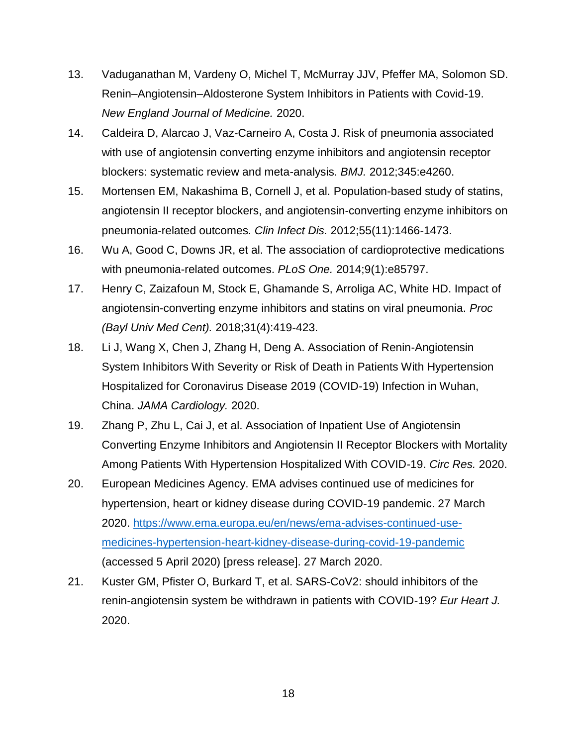13. Vaduganathan M, Vardeny O, Michel T, McMurray JJV, Pfeffer MA, Solomon SD. Renin–Angiotensin–Aldosterone System Inhibitors in Patients with Covid-19. *New England Journal of Medicine.* 2020.

14. Caldeira D, Alarcao J, Vaz-Carneiro A, Costa J. Risk of pneumonia associated with use of angiotensin converting enzyme inhibitors and angiotensin receptor blockers: systematic review and meta-analysis. *BMJ.* 2012;345:e4260.

15. Mortensen EM, Nakashima B, Cornell J, et al. Population-based study of statins, angiotensin II receptor blockers, and angiotensin-converting enzyme inhibitors on pneumonia-related outcomes. *Clin Infect Dis.* 2012;55(11):1466-1473.

16. Wu A, Good C, Downs JR, et al. The association of cardioprotective medications with pneumonia-related outcomes. *PLoS One.* 2014;9(1):e85797.

17. Henry C, Zaizafoun M, Stock E, Ghamande S, Arroliga AC, White HD. Impact of angiotensin-converting enzyme inhibitors and statins on viral pneumonia. *Proc (Bayl Univ Med Cent).* 2018;31(4):419-423.

18. Li J, Wang X, Chen J, Zhang H, Deng A. Association of Renin-Angiotensin System Inhibitors With Severity or Risk of Death in Patients With Hypertension Hospitalized for Coronavirus Disease 2019 (COVID-19) Infection in Wuhan, China. *JAMA Cardiology.* 2020.

19. Zhang P, Zhu L, Cai J, et al. Association of Inpatient Use of Angiotensin Converting Enzyme Inhibitors and Angiotensin II Receptor Blockers with Mortality Among Patients With Hypertension Hospitalized With COVID-19. *Circ Res.* 2020.

20. European Medicines Agency. EMA advises continued use of medicines for hypertension, heart or kidney disease during COVID-19 pandemic. 27 March 2020. https://www.ema.europa.eu/en/news/ema-advises-continued-use-medicines-hypertension-heart-kidney-disease-during-covid-19-pandemic (accessed 5 April 2020) [press release]. 27 March 2020.

21. Kuster GM, Pfister O, Burkard T, et al. SARS-CoV2: should inhibitors of the renin-angiotensin system be withdrawn in patients with COVID-19? *Eur Heart J.* 2020.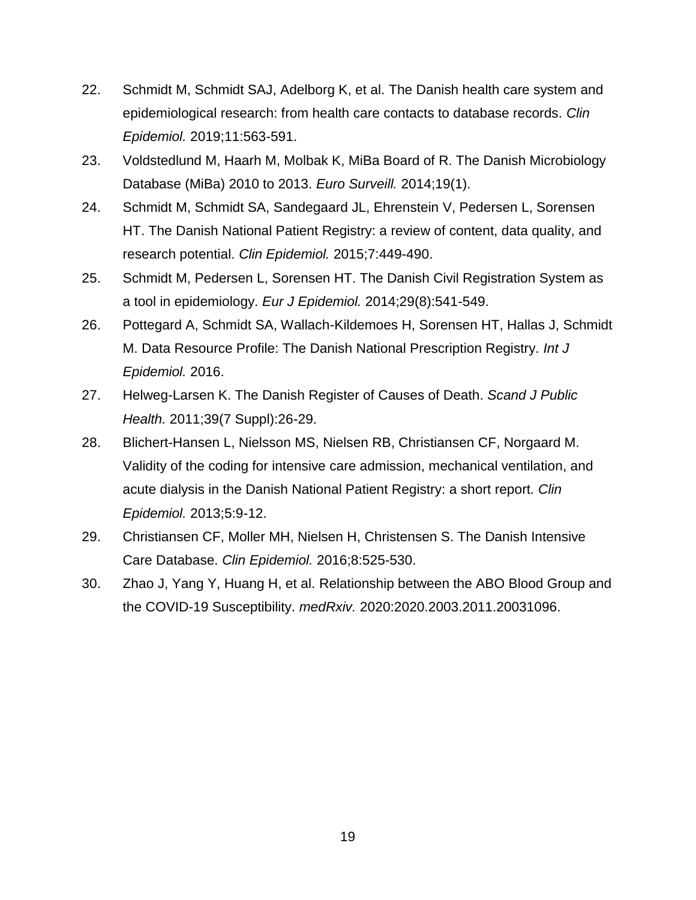22. Schmidt M, Schmidt SAJ, Adelborg K, et al. The Danish health care system and epidemiological research: from health care contacts to database records. *Clin Epidemiol.* 2019;11:563-591.
23. Voldstedlund M, Haarh M, Molbak K, MiBa Board of R. The Danish Microbiology Database (MiBa) 2010 to 2013. *Euro Surveill.* 2014;19(1).
24. Schmidt M, Schmidt SA, Sandegaard JL, Ehrenstein V, Pedersen L, Sorensen HT. The Danish National Patient Registry: a review of content, data quality, and research potential. *Clin Epidemiol.* 2015;7:449-490.
25. Schmidt M, Pedersen L, Sorensen HT. The Danish Civil Registration System as a tool in epidemiology. *Eur J Epidemiol.* 2014;29(8):541-549.
26. Pottegard A, Schmidt SA, Wallach-Kildemoes H, Sorensen HT, Hallas J, Schmidt M. Data Resource Profile: The Danish National Prescription Registry. *Int J Epidemiol.* 2016.
27. Helweg-Larsen K. The Danish Register of Causes of Death. *Scand J Public Health.* 2011;39(7 Suppl):26-29.
28. Blichert-Hansen L, Nielsson MS, Nielsen RB, Christiansen CF, Norgaard M. Validity of the coding for intensive care admission, mechanical ventilation, and acute dialysis in the Danish National Patient Registry: a short report. *Clin Epidemiol.* 2013;5:9-12.
29. Christiansen CF, Moller MH, Nielsen H, Christensen S. The Danish Intensive Care Database. *Clin Epidemiol.* 2016;8:525-530.
30. Zhao J, Yang Y, Huang H, et al. Relationship between the ABO Blood Group and the COVID-19 Susceptibility. *medRxiv.* 2020:2020.2003.2011.20031096.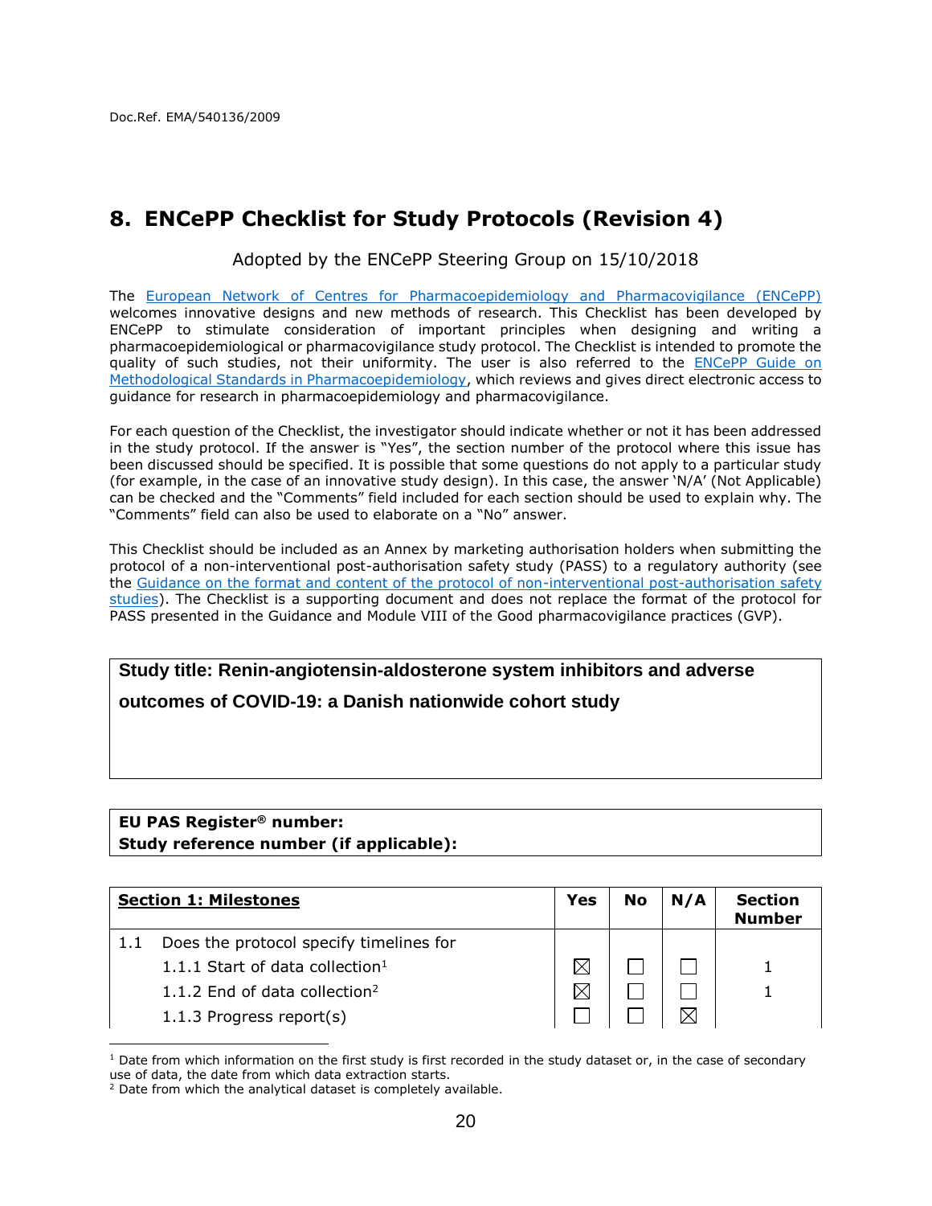Doc.Ref. EMA/540136/2009

## 8. ENCePP Checklist for Study Protocols (Revision 4)

Adopted by the ENCePP Steering Group on 15/10/2018

The European Network of Centres for Pharmacoepidemiology and Pharmacovigilance (ENCePP) welcomes innovative designs and new methods of research. This Checklist has been developed by ENCePP to stimulate consideration of important principles when designing and writing a pharmacoepidemiological or pharmacovigilance study protocol. The Checklist is intended to promote the quality of such studies, not their uniformity. The user is also referred to the ENCePP Guide on Methodological Standards in Pharmacoepidemiology, which reviews and gives direct electronic access to guidance for research in pharmacoepidemiology and pharmacovigilance.

For each question of the Checklist, the investigator should indicate whether or not it has been addressed in the study protocol. If the answer is "Yes", the section number of the protocol where this issue has been discussed should be specified. It is possible that some questions do not apply to a particular study (for example, in the case of an innovative study design). In this case, the answer 'N/A' (Not Applicable) can be checked and the "Comments" field included for each section should be used to explain why. The "Comments" field can also be used to elaborate on a "No" answer.

This Checklist should be included as an Annex by marketing authorisation holders when submitting the protocol of a non-interventional post-authorisation safety study (PASS) to a regulatory authority (see the Guidance on the format and content of the protocol of non-interventional post-authorisation safety studies). The Checklist is a supporting document and does not replace the format of the protocol for PASS presented in the Guidance and Module VIII of the Good pharmacovigilance practices (GVP).

**Study title: Renin-angiotensin-aldosterone system inhibitors and adverse outcomes of COVID-19: a Danish nationwide cohort study**

**EU PAS Register® number:**
**Study reference number (if applicable):**

| **Section 1: Milestones** | Yes | No | N/A | Section Number |
|---|---|---|---|---|
| 1.1 Does the protocol specify timelines for | | | | |
| 1.1.1 Start of data collection[1] | ☒ | ☐ | ☐ | 1 |
| 1.1.2 End of data collection[2] | ☒ | ☐ | ☐ | 1 |
| 1.1.3 Progress report(s) | ☐ | ☐ | ☒ | |

[1] Date from which information on the first study is first recorded in the study dataset or, in the case of secondary use of data, the date from which data extraction starts.
[2] Date from which the analytical dataset is completely available.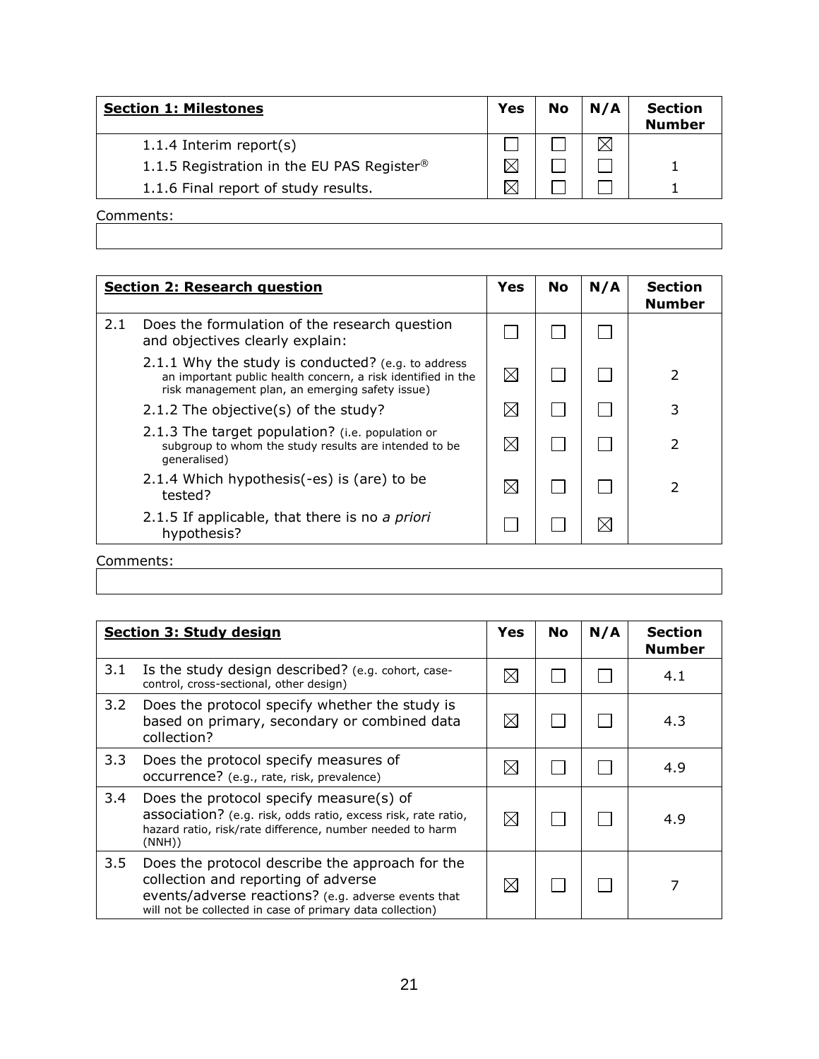| **Section 1: Milestones** | Yes | No | N/A | Section Number |
|---|---|---|---|---|
| 1.1.4 Interim report(s) | ☐ | ☐ | ☒ | |
| 1.1.5 Registration in the EU PAS Register® | ☒ | ☐ | ☐ | 1 |
| 1.1.6 Final report of study results. | ☒ | ☐ | ☐ | 1 |

Comments:

| **Section 2: Research question** | | Yes | No | N/A | Section Number |
|---|---|---|---|---|---|
| 2.1 | Does the formulation of the research question and objectives clearly explain: | ☐ | ☐ | ☐ | |
| | 2.1.1 Why the study is conducted? (e.g. to address an important public health concern, a risk identified in the risk management plan, an emerging safety issue) | ☒ | ☐ | ☐ | 2 |
| | 2.1.2 The objective(s) of the study? | ☒ | ☐ | ☐ | 3 |
| | 2.1.3 The target population? (i.e. population or subgroup to whom the study results are intended to be generalised) | ☒ | ☐ | ☐ | 2 |
| | 2.1.4 Which hypothesis(-es) is (are) to be tested? | ☒ | ☐ | ☐ | 2 |
| | 2.1.5 If applicable, that there is no *a priori* hypothesis? | ☐ | ☐ | ☒ | |

Comments:

| **Section 3: Study design** | | Yes | No | N/A | Section Number |
|---|---|---|---|---|---|
| 3.1 | Is the study design described? (e.g. cohort, case-control, cross-sectional, other design) | ☒ | ☐ | ☐ | 4.1 |
| 3.2 | Does the protocol specify whether the study is based on primary, secondary or combined data collection? | ☒ | ☐ | ☐ | 4.3 |
| 3.3 | Does the protocol specify measures of occurrence? (e.g., rate, risk, prevalence) | ☒ | ☐ | ☐ | 4.9 |
| 3.4 | Does the protocol specify measure(s) of association? (e.g. risk, odds ratio, excess risk, rate ratio, hazard ratio, risk/rate difference, number needed to harm (NNH)) | ☒ | ☐ | ☐ | 4.9 |
| 3.5 | Does the protocol describe the approach for the collection and reporting of adverse events/adverse reactions? (e.g. adverse events that will not be collected in case of primary data collection) | ☒ | ☐ | ☐ | 7 |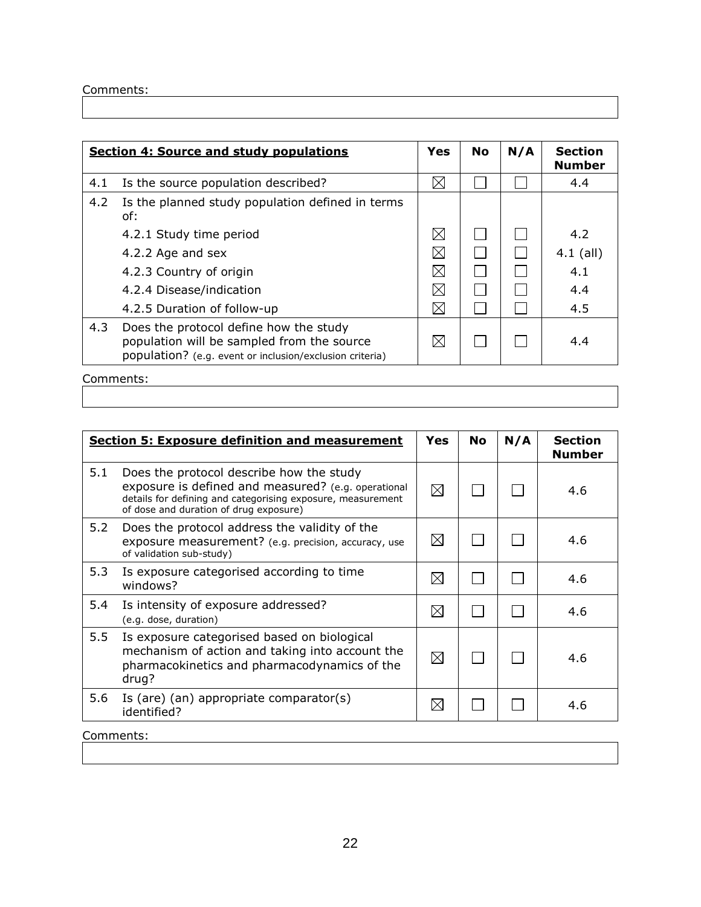Comments:

| | **Section 4: Source and study populations** | Yes | No | N/A | Section Number |
|---|---|---|---|---|---|
| 4.1 | Is the source population described? | ☒ | ☐ | ☐ | 4.4 |
| 4.2 | Is the planned study population defined in terms of: | | | | |
| | 4.2.1 Study time period | ☒ | ☐ | ☐ | 4.2 |
| | 4.2.2 Age and sex | ☒ | ☐ | ☐ | 4.1 (all) |
| | 4.2.3 Country of origin | ☒ | ☐ | ☐ | 4.1 |
| | 4.2.4 Disease/indication | ☒ | ☐ | ☐ | 4.4 |
| | 4.2.5 Duration of follow-up | ☒ | ☐ | ☐ | 4.5 |
| 4.3 | Does the protocol define how the study population will be sampled from the source population? (e.g. event or inclusion/exclusion criteria) | ☒ | ☐ | ☐ | 4.4 |

Comments:

| | **Section 5: Exposure definition and measurement** | Yes | No | N/A | Section Number |
|---|---|---|---|---|---|
| 5.1 | Does the protocol describe how the study exposure is defined and measured? (e.g. operational details for defining and categorising exposure, measurement of dose and duration of drug exposure) | ☒ | ☐ | ☐ | 4.6 |
| 5.2 | Does the protocol address the validity of the exposure measurement? (e.g. precision, accuracy, use of validation sub-study) | ☒ | ☐ | ☐ | 4.6 |
| 5.3 | Is exposure categorised according to time windows? | ☒ | ☐ | ☐ | 4.6 |
| 5.4 | Is intensity of exposure addressed? (e.g. dose, duration) | ☒ | ☐ | ☐ | 4.6 |
| 5.5 | Is exposure categorised based on biological mechanism of action and taking into account the pharmacokinetics and pharmacodynamics of the drug? | ☒ | ☐ | ☐ | 4.6 |
| 5.6 | Is (are) (an) appropriate comparator(s) identified? | ☒ | ☐ | ☐ | 4.6 |

Comments: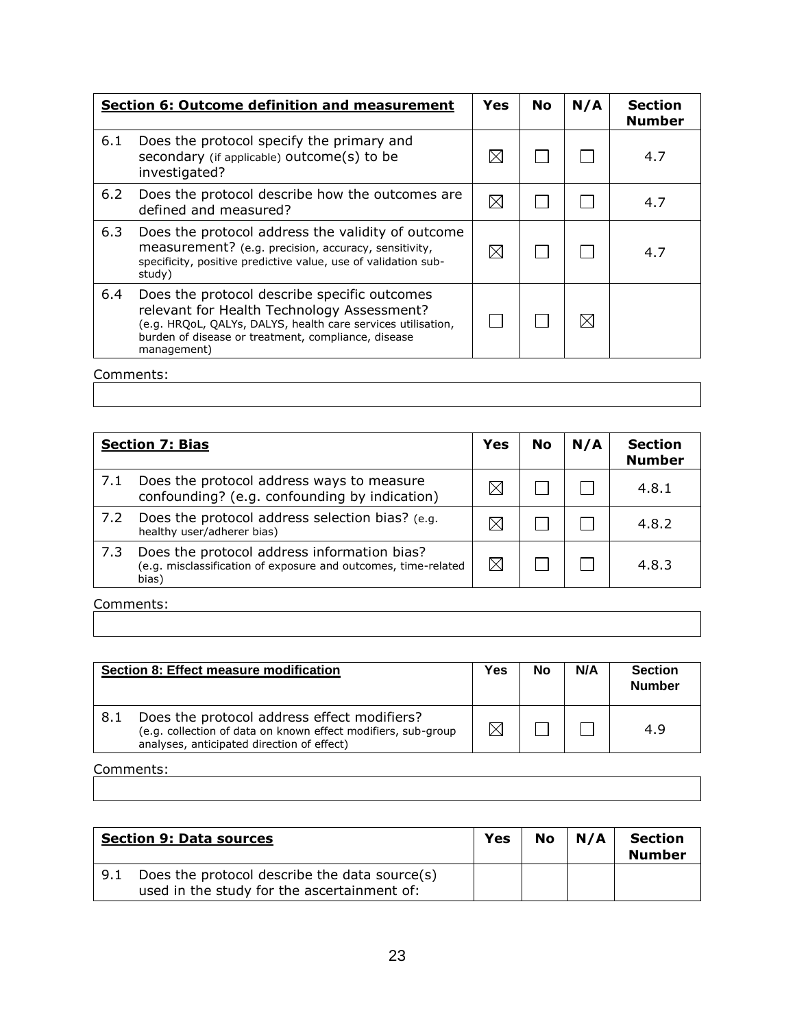| **Section 6: Outcome definition and measurement** | Yes | No | N/A | Section Number |
|---|---|---|---|---|
| 6.1 Does the protocol specify the primary and secondary (if applicable) outcome(s) to be investigated? | ☒ | ☐ | ☐ | 4.7 |
| 6.2 Does the protocol describe how the outcomes are defined and measured? | ☒ | ☐ | ☐ | 4.7 |
| 6.3 Does the protocol address the validity of outcome measurement? (e.g. precision, accuracy, sensitivity, specificity, positive predictive value, use of validation sub-study) | ☒ | ☐ | ☐ | 4.7 |
| 6.4 Does the protocol describe specific outcomes relevant for Health Technology Assessment? (e.g. HRQoL, QALYs, DALYS, health care services utilisation, burden of disease or treatment, compliance, disease management) | ☐ | ☐ | ☒ | |

Comments:

| **Section 7: Bias** | Yes | No | N/A | Section Number |
|---|---|---|---|---|
| 7.1 Does the protocol address ways to measure confounding? (e.g. confounding by indication) | ☒ | ☐ | ☐ | 4.8.1 |
| 7.2 Does the protocol address selection bias? (e.g. healthy user/adherer bias) | ☒ | ☐ | ☐ | 4.8.2 |
| 7.3 Does the protocol address information bias? (e.g. misclassification of exposure and outcomes, time-related bias) | ☒ | ☐ | ☐ | 4.8.3 |

Comments:

| **Section 8: Effect measure modification** | Yes | No | N/A | Section Number |
|---|---|---|---|---|
| 8.1 Does the protocol address effect modifiers? (e.g. collection of data on known effect modifiers, sub-group analyses, anticipated direction of effect) | ☒ | ☐ | ☐ | 4.9 |

Comments:

| **Section 9: Data sources** | Yes | No | N/A | Section Number |
|---|---|---|---|---|
| 9.1 Does the protocol describe the data source(s) used in the study for the ascertainment of: | | | | |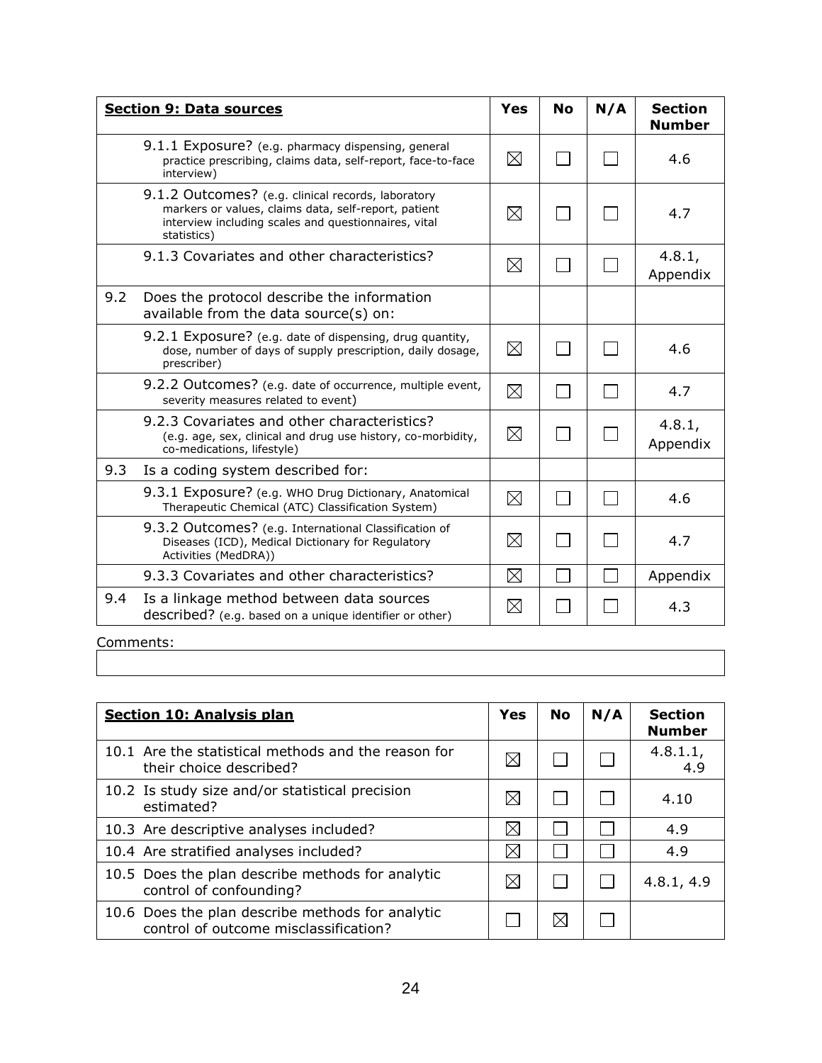| **Section 9: Data sources** | Yes | No | N/A | Section Number |
|---|---|---|---|---|
| 9.1.1 Exposure? (e.g. pharmacy dispensing, general practice prescribing, claims data, self-report, face-to-face interview) | ☒ | ☐ | ☐ | 4.6 |
| 9.1.2 Outcomes? (e.g. clinical records, laboratory markers or values, claims data, self-report, patient interview including scales and questionnaires, vital statistics) | ☒ | ☐ | ☐ | 4.7 |
| 9.1.3 Covariates and other characteristics? | ☒ | ☐ | ☐ | 4.8.1, Appendix |
| 9.2 Does the protocol describe the information available from the data source(s) on: | | | | |
| 9.2.1 Exposure? (e.g. date of dispensing, drug quantity, dose, number of days of supply prescription, daily dosage, prescriber) | ☒ | ☐ | ☐ | 4.6 |
| 9.2.2 Outcomes? (e.g. date of occurrence, multiple event, severity measures related to event) | ☒ | ☐ | ☐ | 4.7 |
| 9.2.3 Covariates and other characteristics? (e.g. age, sex, clinical and drug use history, co-morbidity, co-medications, lifestyle) | ☒ | ☐ | ☐ | 4.8.1, Appendix |
| 9.3 Is a coding system described for: | | | | |
| 9.3.1 Exposure? (e.g. WHO Drug Dictionary, Anatomical Therapeutic Chemical (ATC) Classification System) | ☒ | ☐ | ☐ | 4.6 |
| 9.3.2 Outcomes? (e.g. International Classification of Diseases (ICD), Medical Dictionary for Regulatory Activities (MedDRA)) | ☒ | ☐ | ☐ | 4.7 |
| 9.3.3 Covariates and other characteristics? | ☒ | ☐ | ☐ | Appendix |
| 9.4 Is a linkage method between data sources described? (e.g. based on a unique identifier or other) | ☒ | ☐ | ☐ | 4.3 |

Comments:

| **Section 10: Analysis plan** | Yes | No | N/A | Section Number |
|---|---|---|---|---|
| 10.1 Are the statistical methods and the reason for their choice described? | ☒ | ☐ | ☐ | 4.8.1.1, 4.9 |
| 10.2 Is study size and/or statistical precision estimated? | ☒ | ☐ | ☐ | 4.10 |
| 10.3 Are descriptive analyses included? | ☒ | ☐ | ☐ | 4.9 |
| 10.4 Are stratified analyses included? | ☒ | ☐ | ☐ | 4.9 |
| 10.5 Does the plan describe methods for analytic control of confounding? | ☒ | ☐ | ☐ | 4.8.1, 4.9 |
| 10.6 Does the plan describe methods for analytic control of outcome misclassification? | ☐ | ☒ | ☐ | |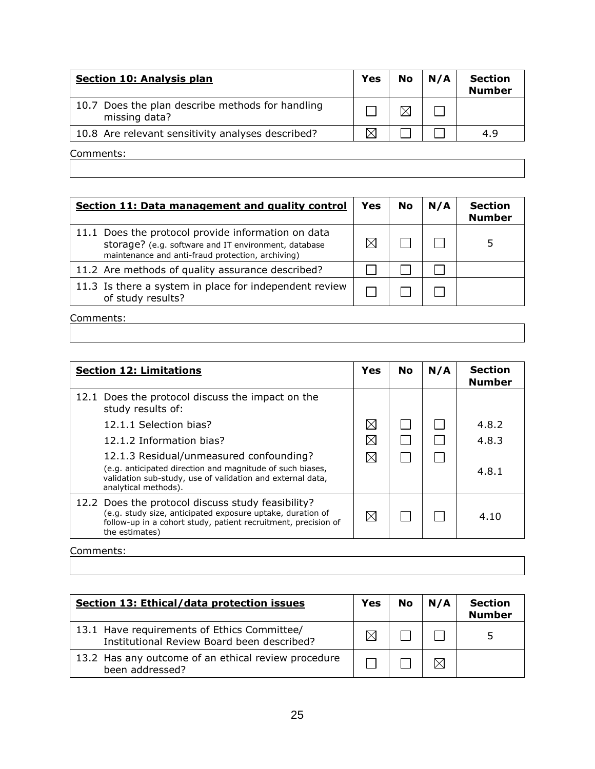| **Section 10: Analysis plan** | Yes | No | N/A | Section Number |
|---|---|---|---|---|
| 10.7 Does the plan describe methods for handling missing data? | ☐ | ☒ | ☐ | |
| 10.8 Are relevant sensitivity analyses described? | ☒ | ☐ | ☐ | 4.9 |

Comments:

| **Section 11: Data management and quality control** | Yes | No | N/A | Section Number |
|---|---|---|---|---|
| 11.1 Does the protocol provide information on data storage? (e.g. software and IT environment, database maintenance and anti-fraud protection, archiving) | ☒ | ☐ | ☐ | 5 |
| 11.2 Are methods of quality assurance described? | ☐ | ☐ | ☐ | |
| 11.3 Is there a system in place for independent review of study results? | ☐ | ☐ | ☐ | |

Comments:

| **Section 12: Limitations** | Yes | No | N/A | Section Number |
|---|---|---|---|---|
| 12.1 Does the protocol discuss the impact on the study results of: | | | | |
| 12.1.1 Selection bias? | ☒ | ☐ | ☐ | 4.8.2 |
| 12.1.2 Information bias? | ☒ | ☐ | ☐ | 4.8.3 |
| 12.1.3 Residual/unmeasured confounding? (e.g. anticipated direction and magnitude of such biases, validation sub-study, use of validation and external data, analytical methods). | ☒ | ☐ | ☐ | 4.8.1 |
| 12.2 Does the protocol discuss study feasibility? (e.g. study size, anticipated exposure uptake, duration of follow-up in a cohort study, patient recruitment, precision of the estimates) | ☒ | ☐ | ☐ | 4.10 |

Comments:

| **Section 13: Ethical/data protection issues** | Yes | No | N/A | Section Number |
|---|---|---|---|---|
| 13.1 Have requirements of Ethics Committee/ Institutional Review Board been described? | ☒ | ☐ | ☐ | 5 |
| 13.2 Has any outcome of an ethical review procedure been addressed? | ☐ | ☐ | ☒ | |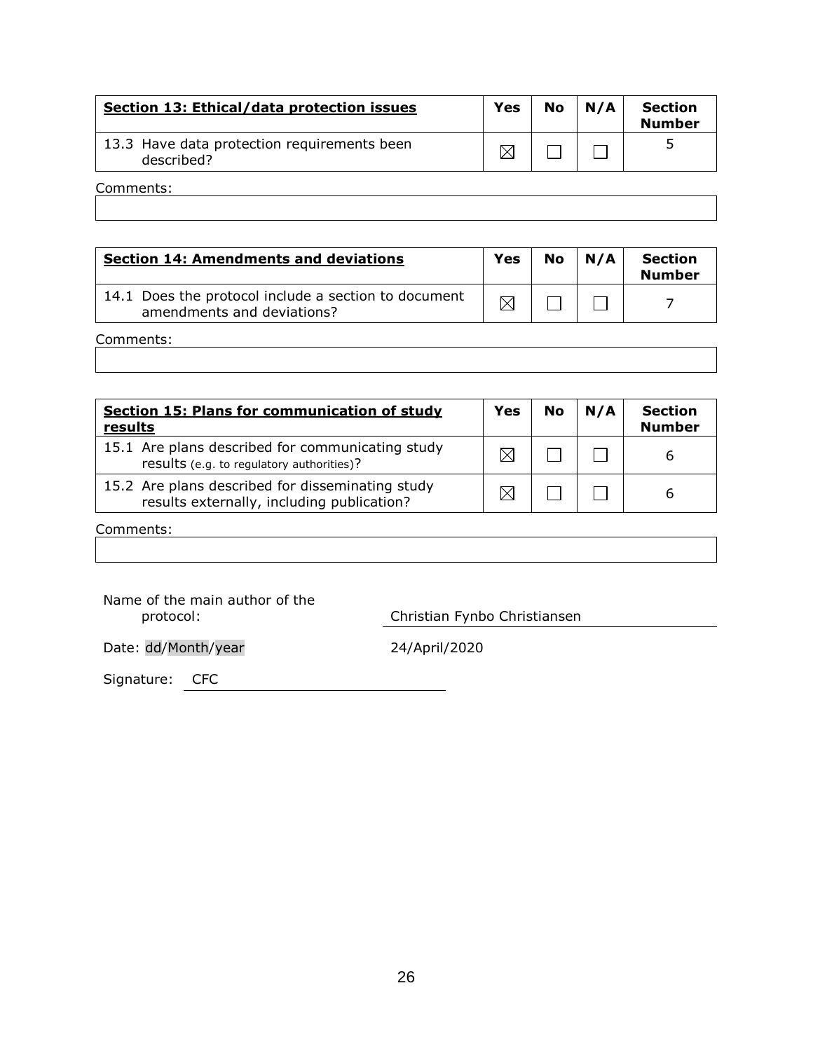| **Section 13: Ethical/data protection issues** | **Yes** | **No** | **N/A** | **Section Number** |
|---|---|---|---|---|
| 13.3 Have data protection requirements been described? | ☒ | ☐ | ☐ | 5 |

Comments:

| **Section 14: Amendments and deviations** | **Yes** | **No** | **N/A** | **Section Number** |
|---|---|---|---|---|
| 14.1 Does the protocol include a section to document amendments and deviations? | ☒ | ☐ | ☐ | 7 |

Comments:

| **Section 15: Plans for communication of study results** | **Yes** | **No** | **N/A** | **Section Number** |
|---|---|---|---|---|
| 15.1 Are plans described for communicating study results (e.g. to regulatory authorities)? | ☒ | ☐ | ☐ | 6 |
| 15.2 Are plans described for disseminating study results externally, including publication? | ☒ | ☐ | ☐ | 6 |

Comments:

Name of the main author of the protocol: Christian Fynbo Christiansen

Date: dd/Month/year 24/April/2020

Signature: CFC